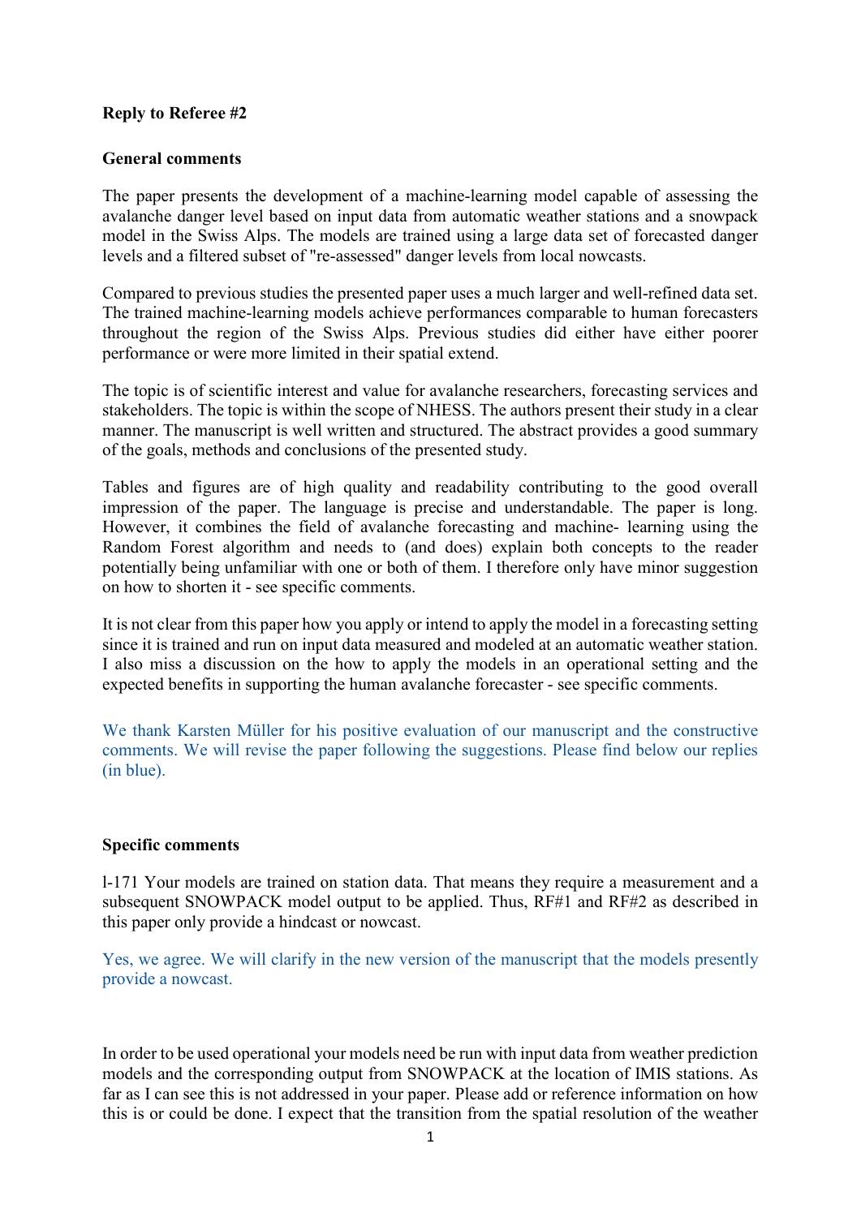**Reply to Referee #2**

**General comments**

The paper presents the development of a machine-learning model capable of assessing the avalanche danger level based on input data from automatic weather stations and a snowpack model in the Swiss Alps. The models are trained using a large data set of forecasted danger levels and a filtered subset of "re-assessed" danger levels from local nowcasts.

Compared to previous studies the presented paper uses a much larger and well-refined data set. The trained machine-learning models achieve performances comparable to human forecasters throughout the region of the Swiss Alps. Previous studies did either have either poorer performance or were more limited in their spatial extend.

The topic is of scientific interest and value for avalanche researchers, forecasting services and stakeholders. The topic is within the scope of NHESS. The authors present their study in a clear manner. The manuscript is well written and structured. The abstract provides a good summary of the goals, methods and conclusions of the presented study.

Tables and figures are of high quality and readability contributing to the good overall impression of the paper. The language is precise and understandable. The paper is long. However, it combines the field of avalanche forecasting and machine- learning using the Random Forest algorithm and needs to (and does) explain both concepts to the reader potentially being unfamiliar with one or both of them. I therefore only have minor suggestion on how to shorten it - see specific comments.

It is not clear from this paper how you apply or intend to apply the model in a forecasting setting since it is trained and run on input data measured and modeled at an automatic weather station. I also miss a discussion on the how to apply the models in an operational setting and the expected benefits in supporting the human avalanche forecaster - see specific comments.

We thank Karsten Müller for his positive evaluation of our manuscript and the constructive comments. We will revise the paper following the suggestions. Please find below our replies (in blue).

**Specific comments**

l-171 Your models are trained on station data. That means they require a measurement and a subsequent SNOWPACK model output to be applied. Thus, RF#1 and RF#2 as described in this paper only provide a hindcast or nowcast.

Yes, we agree. We will clarify in the new version of the manuscript that the models presently provide a nowcast.

In order to be used operational your models need be run with input data from weather prediction models and the corresponding output from SNOWPACK at the location of IMIS stations. As far as I can see this is not addressed in your paper. Please add or reference information on how this is or could be done. I expect that the transition from the spatial resolution of the weather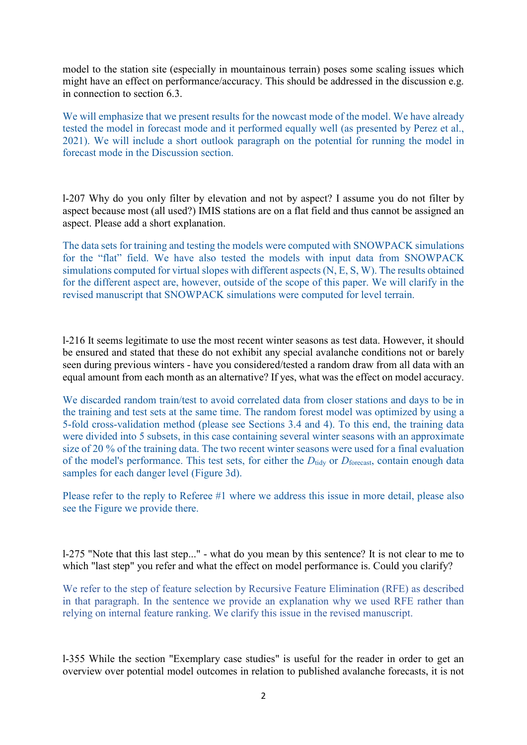model to the station site (especially in mountainous terrain) poses some scaling issues which might have an effect on performance/accuracy. This should be addressed in the discussion e.g. in connection to section 6.3.

We will emphasize that we present results for the nowcast mode of the model. We have already tested the model in forecast mode and it performed equally well (as presented by Perez et al., 2021). We will include a short outlook paragraph on the potential for running the model in forecast mode in the Discussion section.

l-207 Why do you only filter by elevation and not by aspect? I assume you do not filter by aspect because most (all used?) IMIS stations are on a flat field and thus cannot be assigned an aspect. Please add a short explanation.

The data sets for training and testing the models were computed with SNOWPACK simulations for the "flat" field. We have also tested the models with input data from SNOWPACK simulations computed for virtual slopes with different aspects (N, E, S, W). The results obtained for the different aspect are, however, outside of the scope of this paper. We will clarify in the revised manuscript that SNOWPACK simulations were computed for level terrain.

l-216 It seems legitimate to use the most recent winter seasons as test data. However, it should be ensured and stated that these do not exhibit any special avalanche conditions not or barely seen during previous winters - have you considered/tested a random draw from all data with an equal amount from each month as an alternative? If yes, what was the effect on model accuracy.

We discarded random train/test to avoid correlated data from closer stations and days to be in the training and test sets at the same time. The random forest model was optimized by using a 5-fold cross-validation method (please see Sections 3.4 and 4). To this end, the training data were divided into 5 subsets, in this case containing several winter seasons with an approximate size of 20 % of the training data. The two recent winter seasons were used for a final evaluation of the model's performance. This test sets, for either the $D_{\text{tidy}}$ or $D_{\text{forecast}}$, contain enough data samples for each danger level (Figure 3d).

Please refer to the reply to Referee #1 where we address this issue in more detail, please also see the Figure we provide there.

l-275 "Note that this last step..." - what do you mean by this sentence? It is not clear to me to which "last step" you refer and what the effect on model performance is. Could you clarify?

We refer to the step of feature selection by Recursive Feature Elimination (RFE) as described in that paragraph. In the sentence we provide an explanation why we used RFE rather than relying on internal feature ranking. We clarify this issue in the revised manuscript.

l-355 While the section "Exemplary case studies" is useful for the reader in order to get an overview over potential model outcomes in relation to published avalanche forecasts, it is not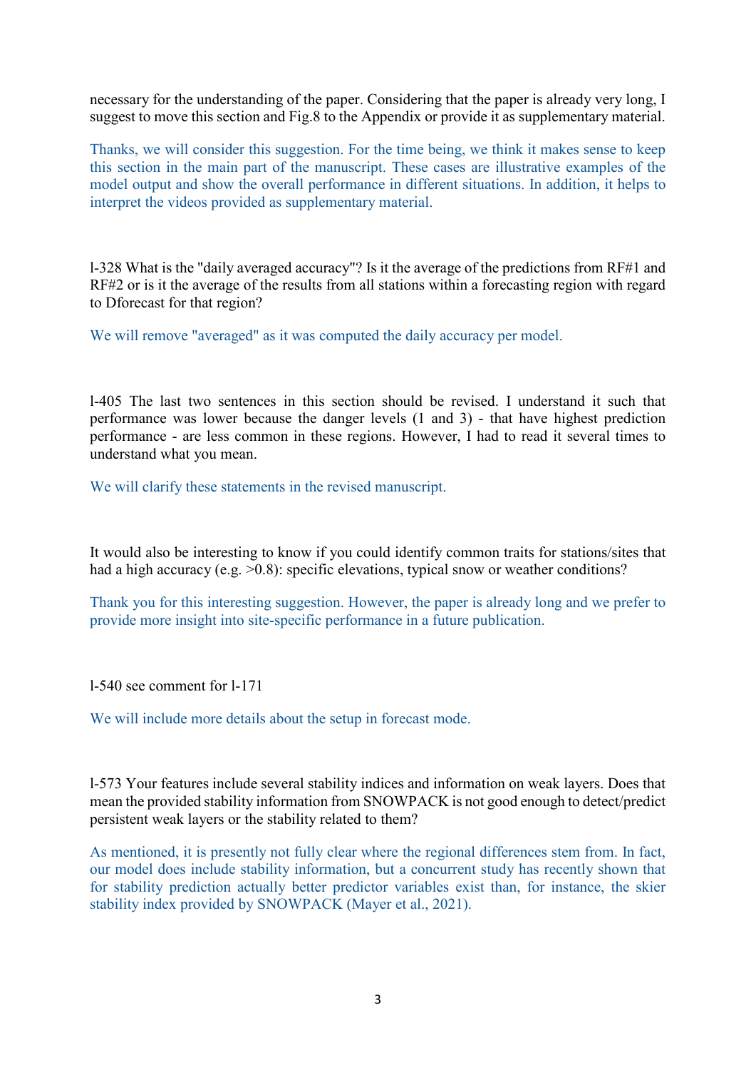necessary for the understanding of the paper. Considering that the paper is already very long, I suggest to move this section and Fig.8 to the Appendix or provide it as supplementary material.

Thanks, we will consider this suggestion. For the time being, we think it makes sense to keep this section in the main part of the manuscript. These cases are illustrative examples of the model output and show the overall performance in different situations. In addition, it helps to interpret the videos provided as supplementary material.

l-328 What is the "daily averaged accuracy"? Is it the average of the predictions from RF#1 and RF#2 or is it the average of the results from all stations within a forecasting region with regard to Dforecast for that region?

We will remove "averaged" as it was computed the daily accuracy per model.

l-405 The last two sentences in this section should be revised. I understand it such that performance was lower because the danger levels (1 and 3) - that have highest prediction performance - are less common in these regions. However, I had to read it several times to understand what you mean.

We will clarify these statements in the revised manuscript.

It would also be interesting to know if you could identify common traits for stations/sites that had a high accuracy (e.g. >0.8): specific elevations, typical snow or weather conditions?

Thank you for this interesting suggestion. However, the paper is already long and we prefer to provide more insight into site-specific performance in a future publication.

l-540 see comment for l-171

We will include more details about the setup in forecast mode.

l-573 Your features include several stability indices and information on weak layers. Does that mean the provided stability information from SNOWPACK is not good enough to detect/predict persistent weak layers or the stability related to them?

As mentioned, it is presently not fully clear where the regional differences stem from. In fact, our model does include stability information, but a concurrent study has recently shown that for stability prediction actually better predictor variables exist than, for instance, the skier stability index provided by SNOWPACK (Mayer et al., 2021).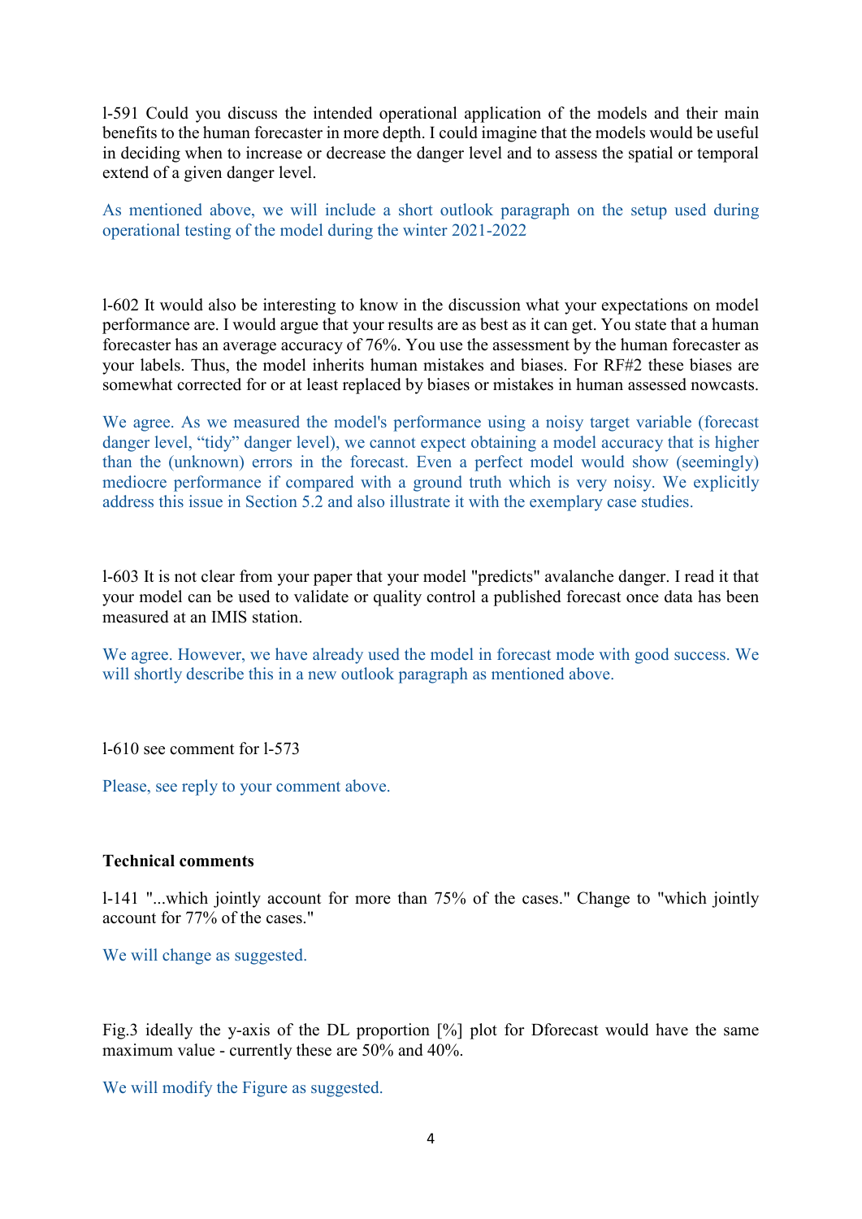l-591 Could you discuss the intended operational application of the models and their main benefits to the human forecaster in more depth. I could imagine that the models would be useful in deciding when to increase or decrease the danger level and to assess the spatial or temporal extend of a given danger level.

As mentioned above, we will include a short outlook paragraph on the setup used during operational testing of the model during the winter 2021-2022

l-602 It would also be interesting to know in the discussion what your expectations on model performance are. I would argue that your results are as best as it can get. You state that a human forecaster has an average accuracy of 76%. You use the assessment by the human forecaster as your labels. Thus, the model inherits human mistakes and biases. For RF#2 these biases are somewhat corrected for or at least replaced by biases or mistakes in human assessed nowcasts.

We agree. As we measured the model's performance using a noisy target variable (forecast danger level, "tidy" danger level), we cannot expect obtaining a model accuracy that is higher than the (unknown) errors in the forecast. Even a perfect model would show (seemingly) mediocre performance if compared with a ground truth which is very noisy. We explicitly address this issue in Section 5.2 and also illustrate it with the exemplary case studies.

l-603 It is not clear from your paper that your model "predicts" avalanche danger. I read it that your model can be used to validate or quality control a published forecast once data has been measured at an IMIS station.

We agree. However, we have already used the model in forecast mode with good success. We will shortly describe this in a new outlook paragraph as mentioned above.

l-610 see comment for l-573

Please, see reply to your comment above.

**Technical comments**

l-141 "...which jointly account for more than 75% of the cases." Change to "which jointly account for 77% of the cases."

We will change as suggested.

Fig.3 ideally the y-axis of the DL proportion [%] plot for Dforecast would have the same maximum value - currently these are 50% and 40%.

We will modify the Figure as suggested.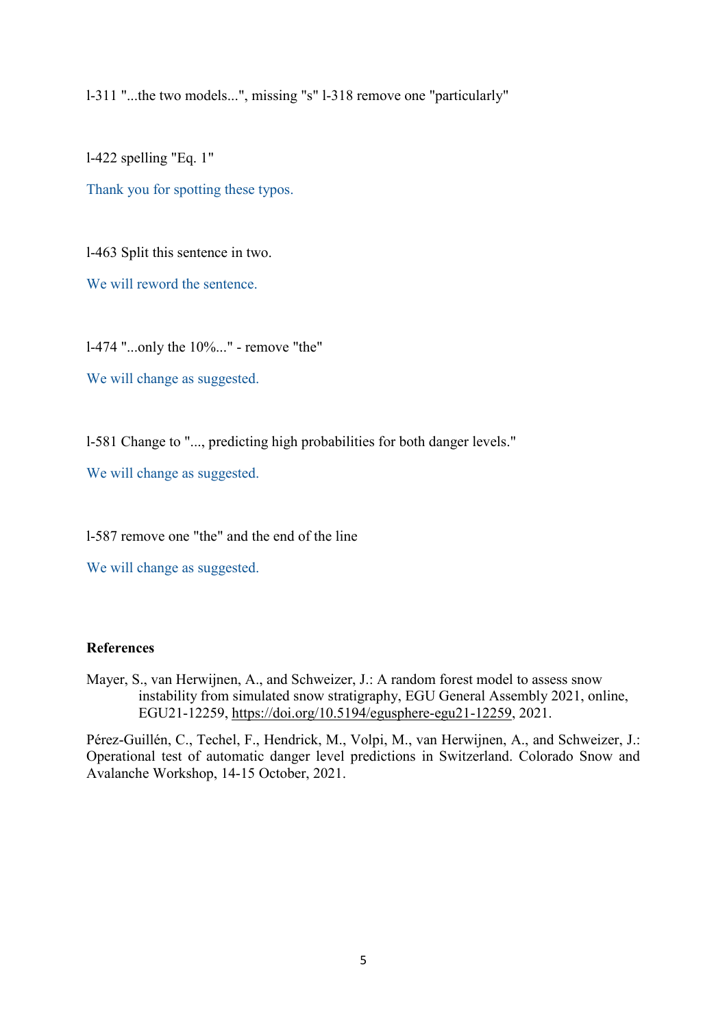l-311 "...the two models...", missing "s" l-318 remove one "particularly"

l-422 spelling "Eq. 1"

Thank you for spotting these typos.

l-463 Split this sentence in two.

We will reword the sentence.

l-474 "...only the 10%..." - remove "the"

We will change as suggested.

l-581 Change to "..., predicting high probabilities for both danger levels."

We will change as suggested.

l-587 remove one "the" and the end of the line

We will change as suggested.

**References**

Mayer, S., van Herwijnen, A., and Schweizer, J.: A random forest model to assess snow instability from simulated snow stratigraphy, EGU General Assembly 2021, online, EGU21-12259, https://doi.org/10.5194/egusphere-egu21-12259, 2021.

Pérez-Guillén, C., Techel, F., Hendrick, M., Volpi, M., van Herwijnen, A., and Schweizer, J.: Operational test of automatic danger level predictions in Switzerland. Colorado Snow and Avalanche Workshop, 14-15 October, 2021.